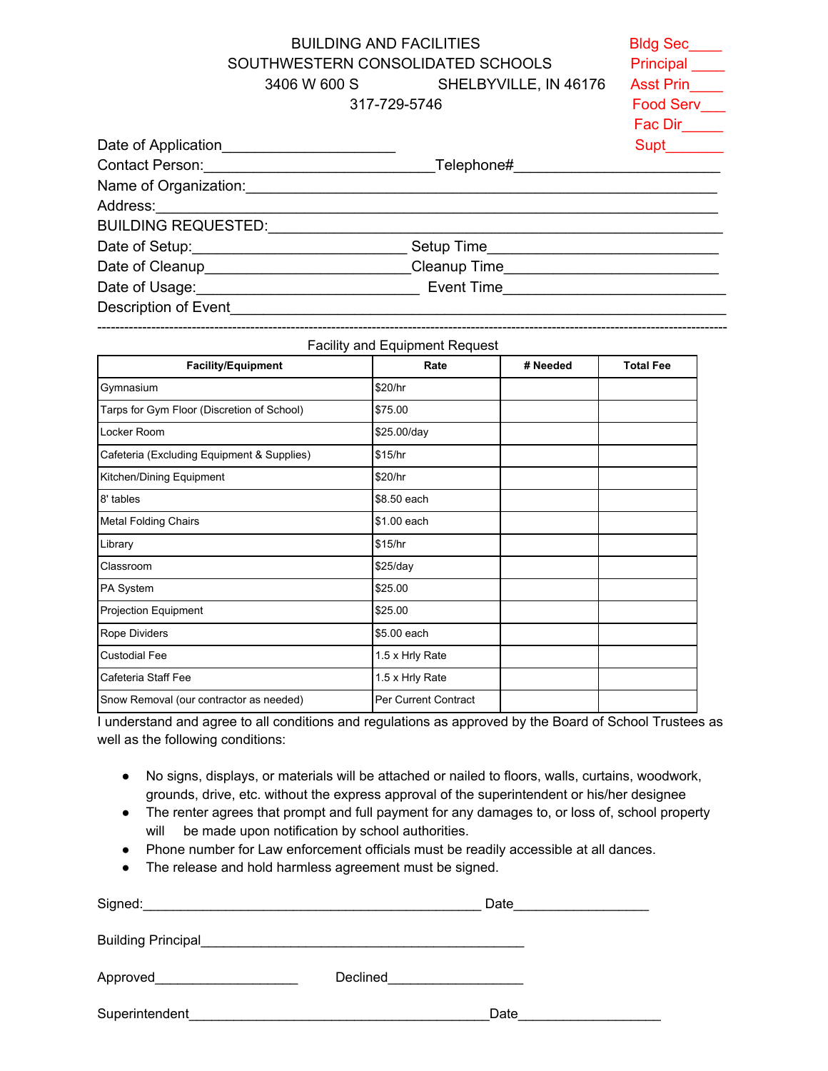BUILDING AND FACILITIES
SOUTHWESTERN CONSOLIDATED SCHOOLS
3406 W 600 S SHELBYVILLE, IN 46176
317-729-5746

Bldg Sec____
Principal ____
Asst Prin____
Food Serv___
Fac Dir_____
Supt_______

Date of Application____________________

Contact Person:___________________________ Telephone#________________________

Name of Organization:________________________________________________________

Address:___________________________________________________________________

BUILDING REQUESTED:_______________________________________________________

Date of Setup:_________________________ Setup Time___________________________

Date of Cleanup______________________ Cleanup Time_________________________

Date of Usage:_________________________ Event Time___________________________

Description of Event___________________________________________________________

---

Facility and Equipment Request

| Facility/Equipment | Rate | # Needed | Total Fee |
|---|---|---|---|
| Gymnasium | $20/hr | | |
| Tarps for Gym Floor (Discretion of School) | $75.00 | | |
| Locker Room | $25.00/day | | |
| Cafeteria (Excluding Equipment & Supplies) | $15/hr | | |
| Kitchen/Dining Equipment | $20/hr | | |
| 8' tables | $8.50 each | | |
| Metal Folding Chairs | $1.00 each | | |
| Library | $15/hr | | |
| Classroom | $25/day | | |
| PA System | $25.00 | | |
| Projection Equipment | $25.00 | | |
| Rope Dividers | $5.00 each | | |
| Custodial Fee | 1.5 x Hrly Rate | | |
| Cafeteria Staff Fee | 1.5 x Hrly Rate | | |
| Snow Removal (our contractor as needed) | Per Current Contract | | |

I understand and agree to all conditions and regulations as approved by the Board of School Trustees as well as the following conditions:

- No signs, displays, or materials will be attached or nailed to floors, walls, curtains, woodwork, grounds, drive, etc. without the express approval of the superintendent or his/her designee
- The renter agrees that prompt and full payment for any damages to, or loss of, school property will be made upon notification by school authorities.
- Phone number for Law enforcement officials must be readily accessible at all dances.
- The release and hold harmless agreement must be signed.

Signed:_____________________________________________ Date_________________

Building Principal__________________________________________

Approved__________________ Declined_________________

Superintendent_______________________________________ Date__________________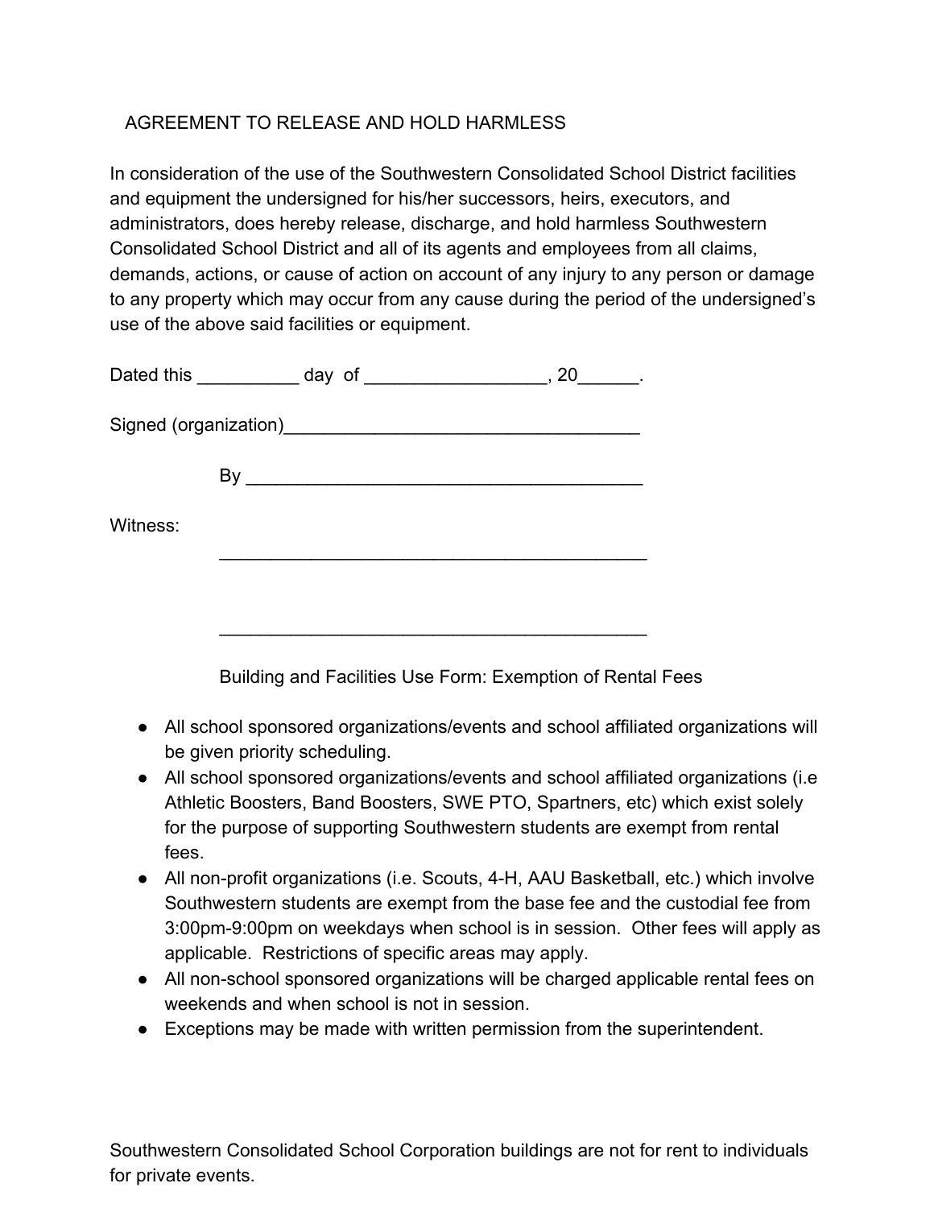## AGREEMENT TO RELEASE AND HOLD HARMLESS

In consideration of the use of the Southwestern Consolidated School District facilities and equipment the undersigned for his/her successors, heirs, executors, and administrators, does hereby release, discharge, and hold harmless Southwestern Consolidated School District and all of its agents and employees from all claims, demands, actions, or cause of action on account of any injury to any person or damage to any property which may occur from any cause during the period of the undersigned's use of the above said facilities or equipment.

Dated this __________ day of __________________, 20______.

Signed (organization)____________________________________

By ________________________________________

Witness:

____________________________________________

____________________________________________

## Building and Facilities Use Form: Exemption of Rental Fees

- All school sponsored organizations/events and school affiliated organizations will be given priority scheduling.
- All school sponsored organizations/events and school affiliated organizations (i.e Athletic Boosters, Band Boosters, SWE PTO, Spartners, etc) which exist solely for the purpose of supporting Southwestern students are exempt from rental fees.
- All non-profit organizations (i.e. Scouts, 4-H, AAU Basketball, etc.) which involve Southwestern students are exempt from the base fee and the custodial fee from 3:00pm-9:00pm on weekdays when school is in session. Other fees will apply as applicable. Restrictions of specific areas may apply.
- All non-school sponsored organizations will be charged applicable rental fees on weekends and when school is not in session.
- Exceptions may be made with written permission from the superintendent.

Southwestern Consolidated School Corporation buildings are not for rent to individuals for private events.